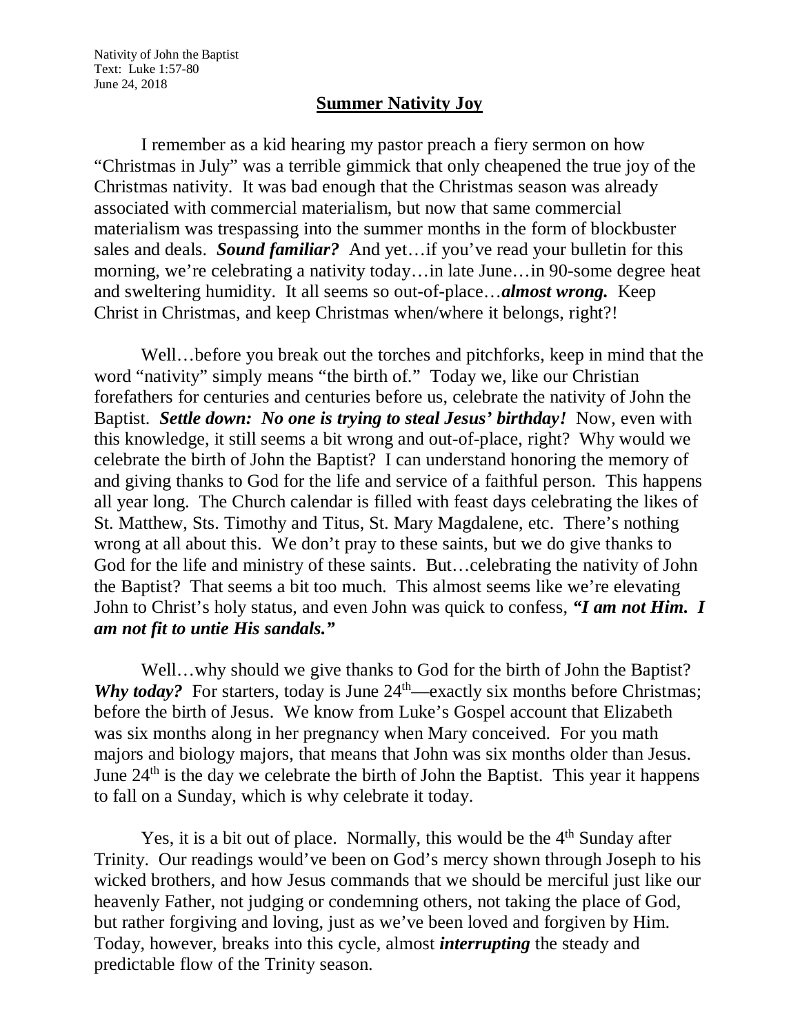Nativity of John the Baptist
Text: Luke 1:57-80
June 24, 2018

## Summer Nativity Joy

I remember as a kid hearing my pastor preach a fiery sermon on how "Christmas in July" was a terrible gimmick that only cheapened the true joy of the Christmas nativity. It was bad enough that the Christmas season was already associated with commercial materialism, but now that same commercial materialism was trespassing into the summer months in the form of blockbuster sales and deals. ***Sound familiar?*** And yet…if you've read your bulletin for this morning, we're celebrating a nativity today…in late June…in 90-some degree heat and sweltering humidity. It all seems so out-of-place…***almost wrong.*** Keep Christ in Christmas, and keep Christmas when/where it belongs, right?!

Well…before you break out the torches and pitchforks, keep in mind that the word "nativity" simply means "the birth of." Today we, like our Christian forefathers for centuries and centuries before us, celebrate the nativity of John the Baptist. ***Settle down: No one is trying to steal Jesus' birthday!*** Now, even with this knowledge, it still seems a bit wrong and out-of-place, right? Why would we celebrate the birth of John the Baptist? I can understand honoring the memory of and giving thanks to God for the life and service of a faithful person. This happens all year long. The Church calendar is filled with feast days celebrating the likes of St. Matthew, Sts. Timothy and Titus, St. Mary Magdalene, etc. There's nothing wrong at all about this. We don't pray to these saints, but we do give thanks to God for the life and ministry of these saints. But…celebrating the nativity of John the Baptist? That seems a bit too much. This almost seems like we're elevating John to Christ's holy status, and even John was quick to confess, ***"I am not Him. I am not fit to untie His sandals."***

Well…why should we give thanks to God for the birth of John the Baptist? ***Why today?*** For starters, today is June 24th—exactly six months before Christmas; before the birth of Jesus. We know from Luke's Gospel account that Elizabeth was six months along in her pregnancy when Mary conceived. For you math majors and biology majors, that means that John was six months older than Jesus. June 24th is the day we celebrate the birth of John the Baptist. This year it happens to fall on a Sunday, which is why celebrate it today.

Yes, it is a bit out of place. Normally, this would be the 4th Sunday after Trinity. Our readings would've been on God's mercy shown through Joseph to his wicked brothers, and how Jesus commands that we should be merciful just like our heavenly Father, not judging or condemning others, not taking the place of God, but rather forgiving and loving, just as we've been loved and forgiven by Him. Today, however, breaks into this cycle, almost ***interrupting*** the steady and predictable flow of the Trinity season.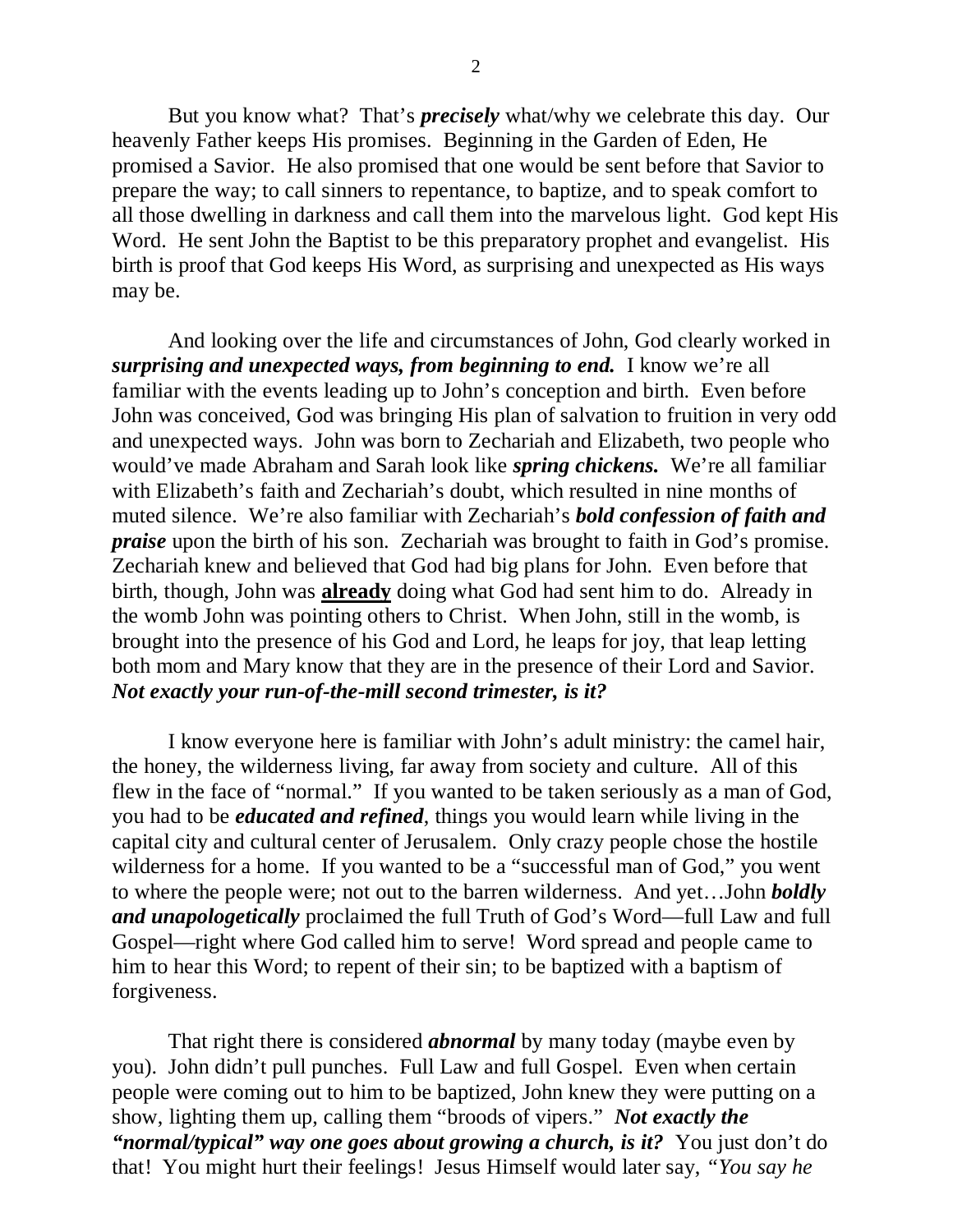But you know what? That's ***precisely*** what/why we celebrate this day. Our heavenly Father keeps His promises. Beginning in the Garden of Eden, He promised a Savior. He also promised that one would be sent before that Savior to prepare the way; to call sinners to repentance, to baptize, and to speak comfort to all those dwelling in darkness and call them into the marvelous light. God kept His Word. He sent John the Baptist to be this preparatory prophet and evangelist. His birth is proof that God keeps His Word, as surprising and unexpected as His ways may be.

And looking over the life and circumstances of John, God clearly worked in ***surprising and unexpected ways, from beginning to end.*** I know we're all familiar with the events leading up to John's conception and birth. Even before John was conceived, God was bringing His plan of salvation to fruition in very odd and unexpected ways. John was born to Zechariah and Elizabeth, two people who would've made Abraham and Sarah look like ***spring chickens.*** We're all familiar with Elizabeth's faith and Zechariah's doubt, which resulted in nine months of muted silence. We're also familiar with Zechariah's ***bold confession of faith and praise*** upon the birth of his son. Zechariah was brought to faith in God's promise. Zechariah knew and believed that God had big plans for John. Even before that birth, though, John was <u>**already**</u> doing what God had sent him to do. Already in the womb John was pointing others to Christ. When John, still in the womb, is brought into the presence of his God and Lord, he leaps for joy, that leap letting both mom and Mary know that they are in the presence of their Lord and Savior. ***Not exactly your run-of-the-mill second trimester, is it?***

I know everyone here is familiar with John's adult ministry: the camel hair, the honey, the wilderness living, far away from society and culture. All of this flew in the face of "normal." If you wanted to be taken seriously as a man of God, you had to be ***educated and refined***, things you would learn while living in the capital city and cultural center of Jerusalem. Only crazy people chose the hostile wilderness for a home. If you wanted to be a "successful man of God," you went to where the people were; not out to the barren wilderness. And yet…John ***boldly and unapologetically*** proclaimed the full Truth of God's Word—full Law and full Gospel—right where God called him to serve! Word spread and people came to him to hear this Word; to repent of their sin; to be baptized with a baptism of forgiveness.

That right there is considered ***abnormal*** by many today (maybe even by you). John didn't pull punches. Full Law and full Gospel. Even when certain people were coming out to him to be baptized, John knew they were putting on a show, lighting them up, calling them "broods of vipers." ***Not exactly the "normal/typical" way one goes about growing a church, is it?*** You just don't do that! You might hurt their feelings! Jesus Himself would later say, *"You say he*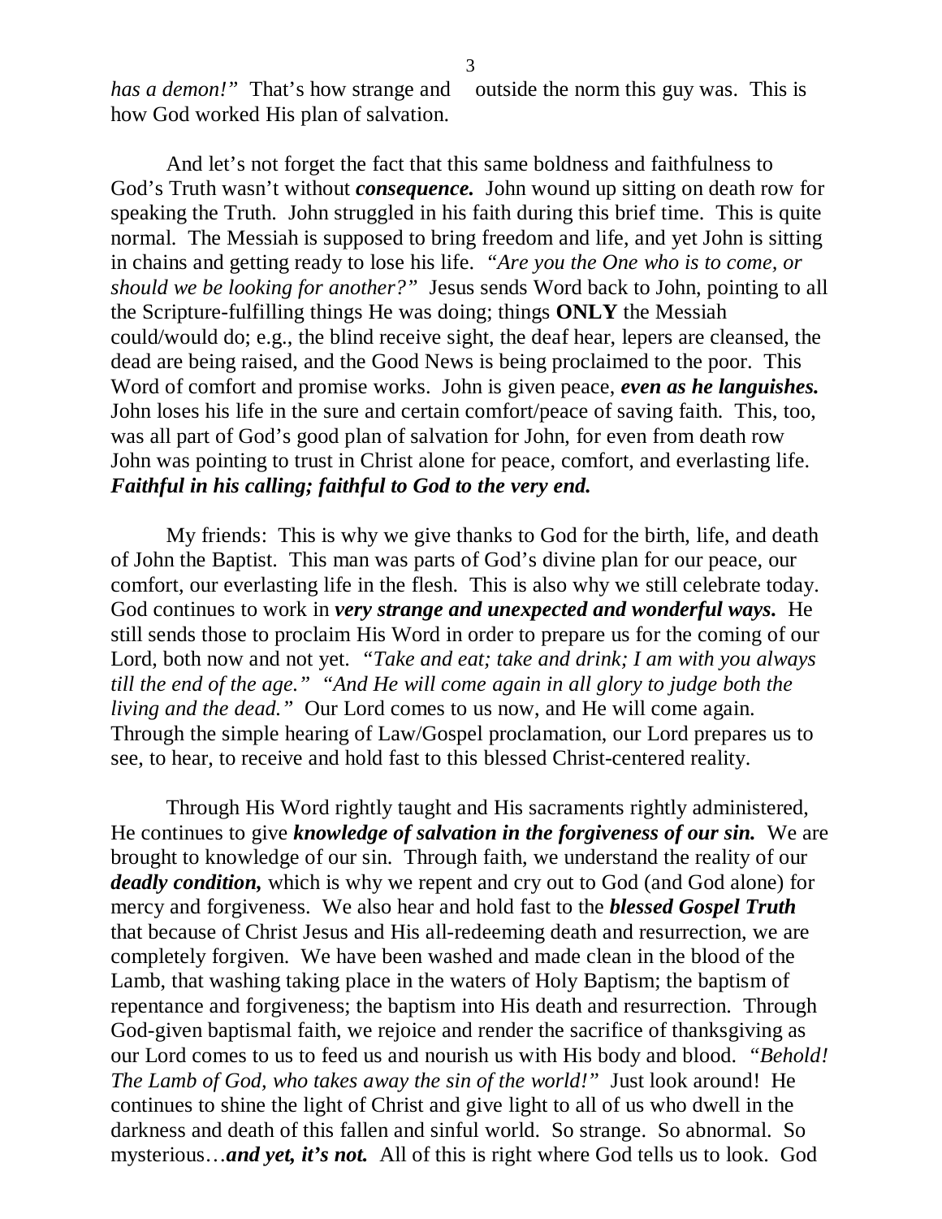*has a demon!"* That's how strange and outside the norm this guy was. This is how God worked His plan of salvation.

And let's not forget the fact that this same boldness and faithfulness to God's Truth wasn't without ***consequence.*** John wound up sitting on death row for speaking the Truth. John struggled in his faith during this brief time. This is quite normal. The Messiah is supposed to bring freedom and life, and yet John is sitting in chains and getting ready to lose his life. *"Are you the One who is to come, or should we be looking for another?"* Jesus sends Word back to John, pointing to all the Scripture-fulfilling things He was doing; things **ONLY** the Messiah could/would do; e.g., the blind receive sight, the deaf hear, lepers are cleansed, the dead are being raised, and the Good News is being proclaimed to the poor. This Word of comfort and promise works. John is given peace, ***even as he languishes.*** John loses his life in the sure and certain comfort/peace of saving faith. This, too, was all part of God's good plan of salvation for John, for even from death row John was pointing to trust in Christ alone for peace, comfort, and everlasting life. ***Faithful in his calling; faithful to God to the very end.***

My friends: This is why we give thanks to God for the birth, life, and death of John the Baptist. This man was parts of God's divine plan for our peace, our comfort, our everlasting life in the flesh. This is also why we still celebrate today. God continues to work in ***very strange and unexpected and wonderful ways.*** He still sends those to proclaim His Word in order to prepare us for the coming of our Lord, both now and not yet. *"Take and eat; take and drink; I am with you always till the end of the age." "And He will come again in all glory to judge both the living and the dead."* Our Lord comes to us now, and He will come again. Through the simple hearing of Law/Gospel proclamation, our Lord prepares us to see, to hear, to receive and hold fast to this blessed Christ-centered reality.

Through His Word rightly taught and His sacraments rightly administered, He continues to give ***knowledge of salvation in the forgiveness of our sin.*** We are brought to knowledge of our sin. Through faith, we understand the reality of our ***deadly condition,*** which is why we repent and cry out to God (and God alone) for mercy and forgiveness. We also hear and hold fast to the ***blessed Gospel Truth*** that because of Christ Jesus and His all-redeeming death and resurrection, we are completely forgiven. We have been washed and made clean in the blood of the Lamb, that washing taking place in the waters of Holy Baptism; the baptism of repentance and forgiveness; the baptism into His death and resurrection. Through God-given baptismal faith, we rejoice and render the sacrifice of thanksgiving as our Lord comes to us to feed us and nourish us with His body and blood. *"Behold! The Lamb of God, who takes away the sin of the world!"* Just look around! He continues to shine the light of Christ and give light to all of us who dwell in the darkness and death of this fallen and sinful world. So strange. So abnormal. So mysterious…***and yet, it's not.*** All of this is right where God tells us to look. God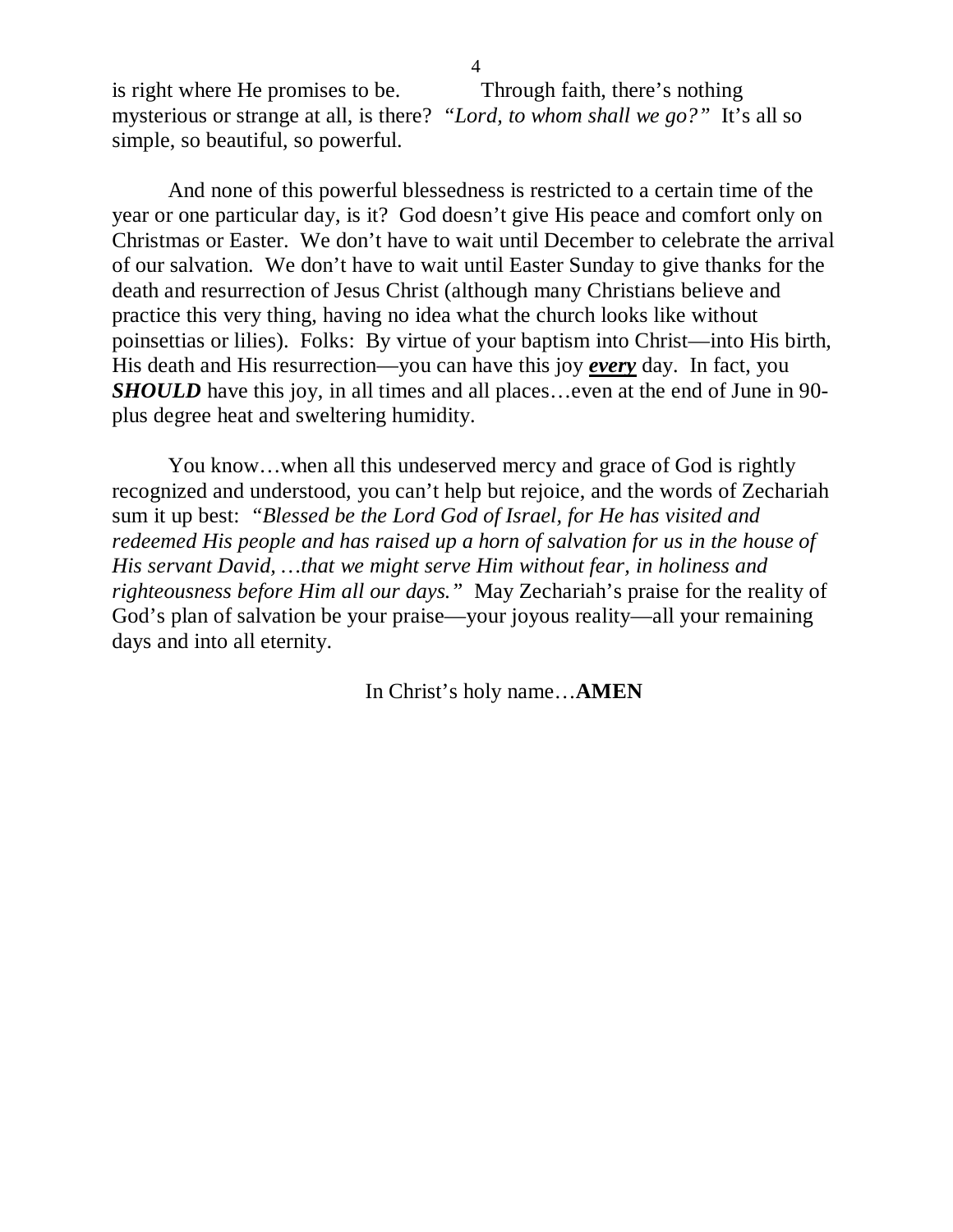is right where He promises to be. Through faith, there's nothing mysterious or strange at all, is there? *"Lord, to whom shall we go?"* It's all so simple, so beautiful, so powerful.

And none of this powerful blessedness is restricted to a certain time of the year or one particular day, is it? God doesn't give His peace and comfort only on Christmas or Easter. We don't have to wait until December to celebrate the arrival of our salvation. We don't have to wait until Easter Sunday to give thanks for the death and resurrection of Jesus Christ (although many Christians believe and practice this very thing, having no idea what the church looks like without poinsettias or lilies). Folks: By virtue of your baptism into Christ—into His birth, His death and His resurrection—you can have this joy ***every*** day. In fact, you ***SHOULD*** have this joy, in all times and all places…even at the end of June in 90-plus degree heat and sweltering humidity.

You know…when all this undeserved mercy and grace of God is rightly recognized and understood, you can't help but rejoice, and the words of Zechariah sum it up best: *"Blessed be the Lord God of Israel, for He has visited and redeemed His people and has raised up a horn of salvation for us in the house of His servant David, …that we might serve Him without fear, in holiness and righteousness before Him all our days."* May Zechariah's praise for the reality of God's plan of salvation be your praise—your joyous reality—all your remaining days and into all eternity.

In Christ's holy name…**AMEN**